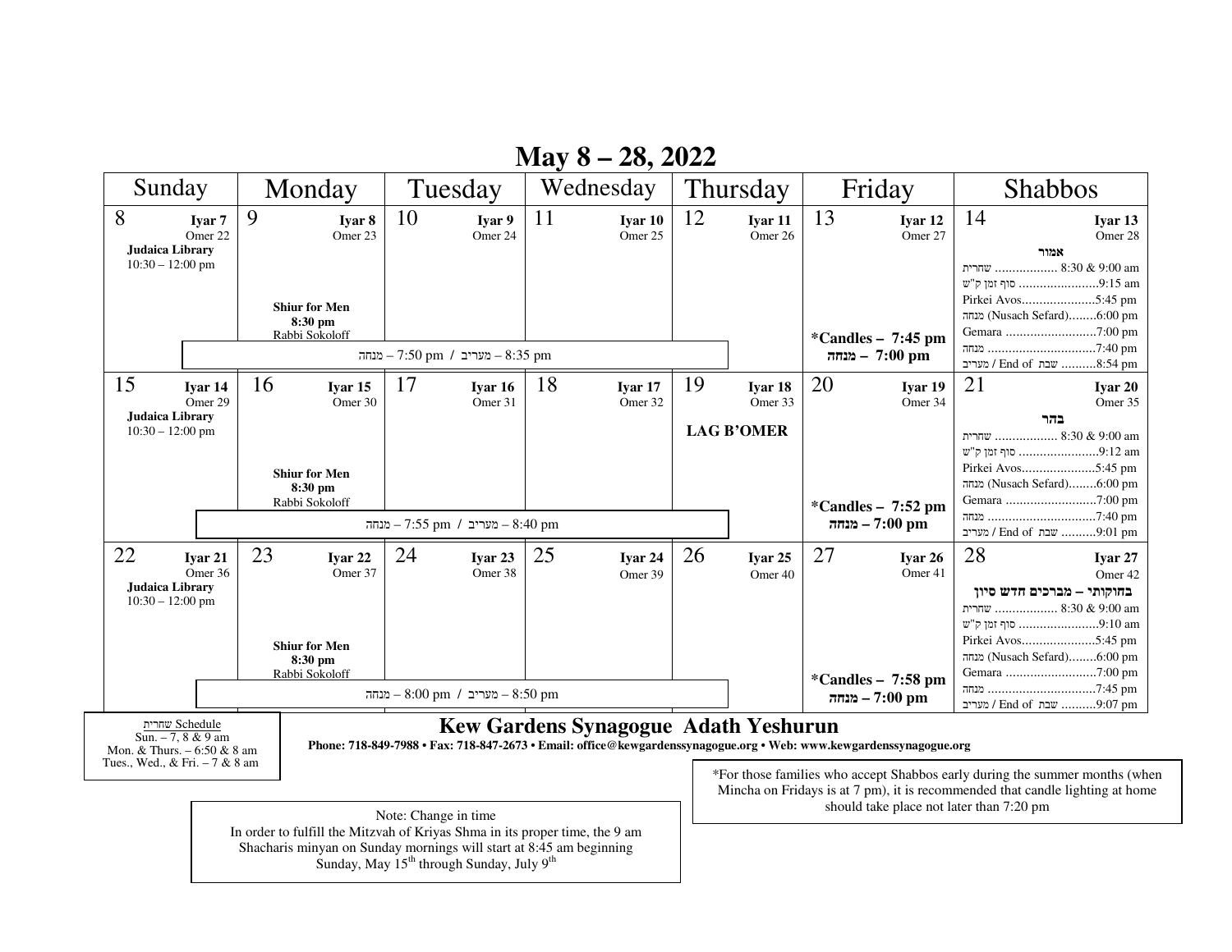# May 8 – 28, 2022

| Sunday | Monday | Tuesday | Wednesday | Thursday | Friday | Shabbos |
|---|---|---|---|---|---|---|
| 8 **Iyar 7** Omer 22 **Judaica Library** 10:30 – 12:00 pm | 9 **Iyar 8** Omer 23 **Shiur for Men 8:30 pm** Rabbi Sokoloff | 10 **Iyar 9** Omer 24 | 11 **Iyar 10** Omer 25 | 12 **Iyar 11** Omer 26 | 13 **Iyar 12** Omer 27 ***Candles – 7:45 pm** **מנחה – 7:00 pm** | 14 **Iyar 13** Omer 28 **אמור** שחרית .................. 8:30 & 9:00 am סוף זמן ק"ש .......................9:15 am Pirkei Avos.....................5:45 pm מנחה (Nusach Sefard)........6:00 pm Gemara ..........................7:00 pm מנחה ...............................7:40 pm מעריב / End of שבת ..........8:54 pm |
| | מנחה – 7:50 pm / מעריב – 8:35 pm | | | | | |
| 15 **Iyar 14** Omer 29 **Judaica Library** 10:30 – 12:00 pm | 16 **Iyar 15** Omer 30 **Shiur for Men 8:30 pm** Rabbi Sokoloff | 17 **Iyar 16** Omer 31 | 18 **Iyar 17** Omer 32 | 19 **Iyar 18** Omer 33 **LAG B'OMER** | 20 **Iyar 19** Omer 34 ***Candles – 7:52 pm** **מנחה – 7:00 pm** | 21 **Iyar 20** Omer 35 **בהר** שחרית .................. 8:30 & 9:00 am סוף זמן ק"ש .......................9:12 am Pirkei Avos.....................5:45 pm מנחה (Nusach Sefard)........6:00 pm Gemara ..........................7:00 pm מנחה ...............................7:40 pm מעריב / End of שבת ..........9:01 pm |
| | מנחה – 7:55 pm / מעריב – 8:40 pm | | | | | |
| 22 **Iyar 21** Omer 36 **Judaica Library** 10:30 – 12:00 pm | 23 **Iyar 22** Omer 37 **Shiur for Men 8:30 pm** Rabbi Sokoloff | 24 **Iyar 23** Omer 38 | 25 **Iyar 24** Omer 39 | 26 **Iyar 25** Omer 40 | 27 **Iyar 26** Omer 41 ***Candles – 7:58 pm** **מנחה – 7:00 pm** | 28 **Iyar 27** Omer 42 **בחוקותי – מברכים חדש סיון** שחרית .................. 8:30 & 9:00 am סוף זמן ק"ש .......................9:10 am Pirkei Avos.....................5:45 pm מנחה (Nusach Sefard)........6:00 pm Gemara ..........................7:00 pm מנחה ...............................7:45 pm מעריב / End of שבת ..........9:07 pm |
| | מנחה – 8:00 pm / מעריב – 8:50 pm | | | | | |

שחרית Schedule
Sun. – 7, 8 & 9 am
Mon. & Thurs. – 6:50 & 8 am
Tues., Wed., & Fri. – 7 & 8 am

## Kew Gardens Synagogue Adath Yeshurun

**Phone: 718-849-7988 • Fax: 718-847-2673 • Email: office@kewgardenssynagogue.org • Web: www.kewgardenssynagogue.org**

*For those families who accept Shabbos early during the summer months (when Mincha on Fridays is at 7 pm), it is recommended that candle lighting at home should take place not later than 7:20 pm

Note: Change in time
In order to fulfill the Mitzvah of Kriyas Shma in its proper time, the 9 am Shacharis minyan on Sunday mornings will start at 8:45 am beginning Sunday, May 15th through Sunday, July 9th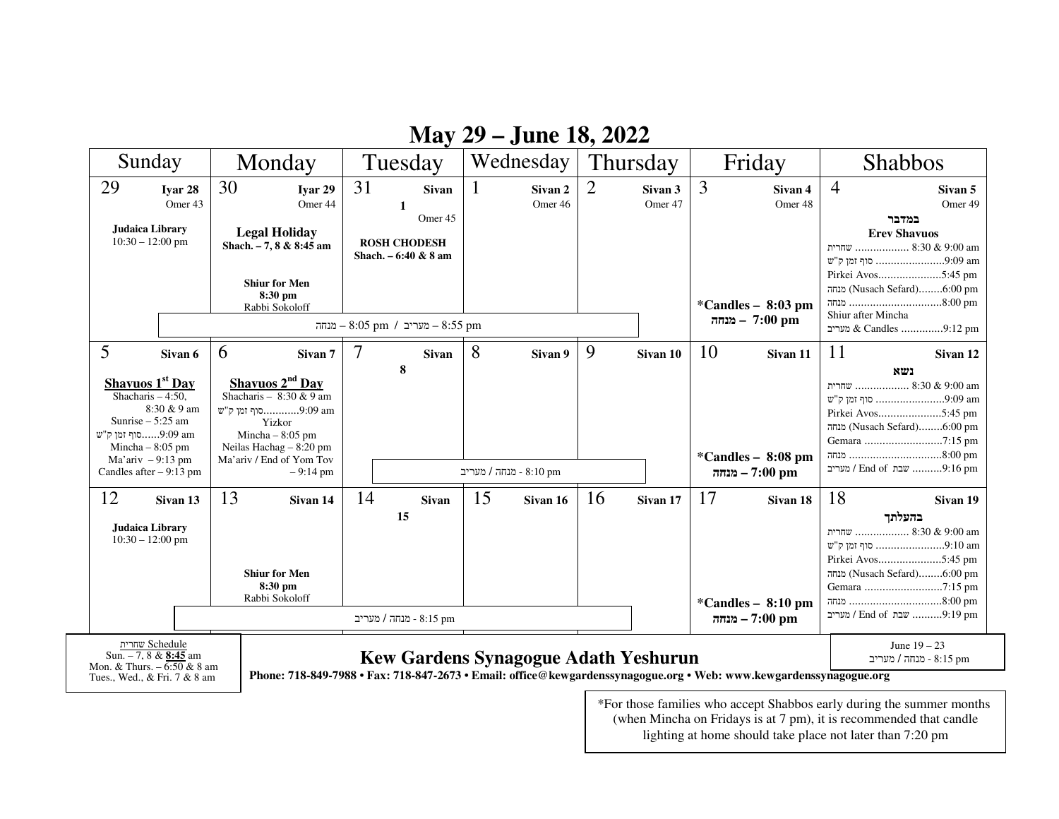# May 29 – June 18, 2022

| Sunday | Monday | Tuesday | Wednesday | Thursday | Friday | Shabbos |
|---|---|---|---|---|---|---|
| 29 **Iyar 28** Omer 43<br>**Judaica Library** 10:30 – 12:00 pm | 30 **Iyar 29** Omer 44<br>**Legal Holiday**<br>**Shach. – 7, 8 & 8:45 am**<br>**Shiur for Men** **8:30 pm** Rabbi Sokoloff | 31 **Sivan 1** Omer 45<br>**ROSH CHODESH**<br>**Shach. – 6:40 & 8 am** | 1 **Sivan 2** Omer 46 | 2 **Sivan 3** Omer 47 | 3 **Sivan 4** Omer 48<br>***Candles – 8:03 pm**<br>**מנחה – 7:00 pm** | 4 **Sivan 5** Omer 49<br>**במדבר**<br>**Erev Shavuos**<br>שחרית ................. 8:30 & 9:00 am<br>סוף זמן ק"ש .......................9:09 am<br>Pirkei Avos.....................5:45 pm<br>מנחה (Nusach Sefard)........6:00 pm<br>מנחה ...............................8:00 pm<br>Shiur after Mincha<br>מעריב & Candles .............9:12 pm |
| | מנחה – 8:05 pm / מעריב – 8:55 pm | | | | | |
| 5 **Sivan 6**<br>**Shavuos 1[st] Day**<br>Shacharis – 4:50, 8:30 & 9 am<br>Sunrise – 5:25 am<br>סוף זמן ק"ש......9:09 am<br>Mincha – 8:05 pm<br>Ma'ariv – 9:13 pm<br>Candles after – 9:13 pm | 6 **Sivan 7**<br>**Shavuos 2[nd] Day**<br>Shacharis – 8:30 & 9 am<br>סוף זמן ק"ש............9:09 am<br>Yizkor<br>Mincha – 8:05 pm<br>Neilas Hachag – 8:20 pm<br>Ma'ariv / End of Yom Tov – 9:14 pm | 7 **Sivan 8** | 8 **Sivan 9** | 9 **Sivan 10** | 10 **Sivan 11**<br>***Candles – 8:08 pm**<br>**מנחה – 7:00 pm** | 11 **Sivan 12**<br>**נשא**<br>שחרית ................. 8:30 & 9:00 am<br>סוף זמן ק"ש .......................9:09 am<br>Pirkei Avos.....................5:45 pm<br>מנחה (Nusach Sefard)........6:00 pm<br>Gemara ..........................7:15 pm<br>מנחה ...............................8:00 pm<br>מעריב / End of שבת ..........9:16 pm |
| | | מנחה / מעריב - 8:10 pm | | | | |
| 12 **Sivan 13**<br>**Judaica Library** 10:30 – 12:00 pm | 13 **Sivan 14**<br>**Shiur for Men** **8:30 pm** Rabbi Sokoloff | 14 **Sivan 15** | 15 **Sivan 16** | 16 **Sivan 17** | 17 **Sivan 18**<br>***Candles – 8:10 pm**<br>**מנחה – 7:00 pm** | 18 **Sivan 19**<br>**בהעלתך**<br>שחרית ................. 8:30 & 9:00 am<br>סוף זמן ק"ש .......................9:10 am<br>Pirkei Avos.....................5:45 pm<br>מנחה (Nusach Sefard)........6:00 pm<br>Gemara ..........................7:15 pm<br>מנחה ...............................8:00 pm<br>מעריב / End of שבת ..........9:19 pm |
| | מנחה / מעריב - 8:15 pm | | | | | |

שחרית Schedule
Sun. – 7, 8 & **8:45** am
Mon. & Thurs. – 6:50 & 8 am
Tues., Wed., & Fri. 7 & 8 am

**Kew Gardens Synagogue Adath Yeshurun**

**Phone: 718-849-7988 • Fax: 718-847-2673 • Email: office@kewgardenssynagogue.org • Web: www.kewgardenssynagogue.org**

June 19 – 23
מנחה / מעריב - 8:15 pm

*For those families who accept Shabbos early during the summer months (when Mincha on Fridays is at 7 pm), it is recommended that candle lighting at home should take place not later than 7:20 pm